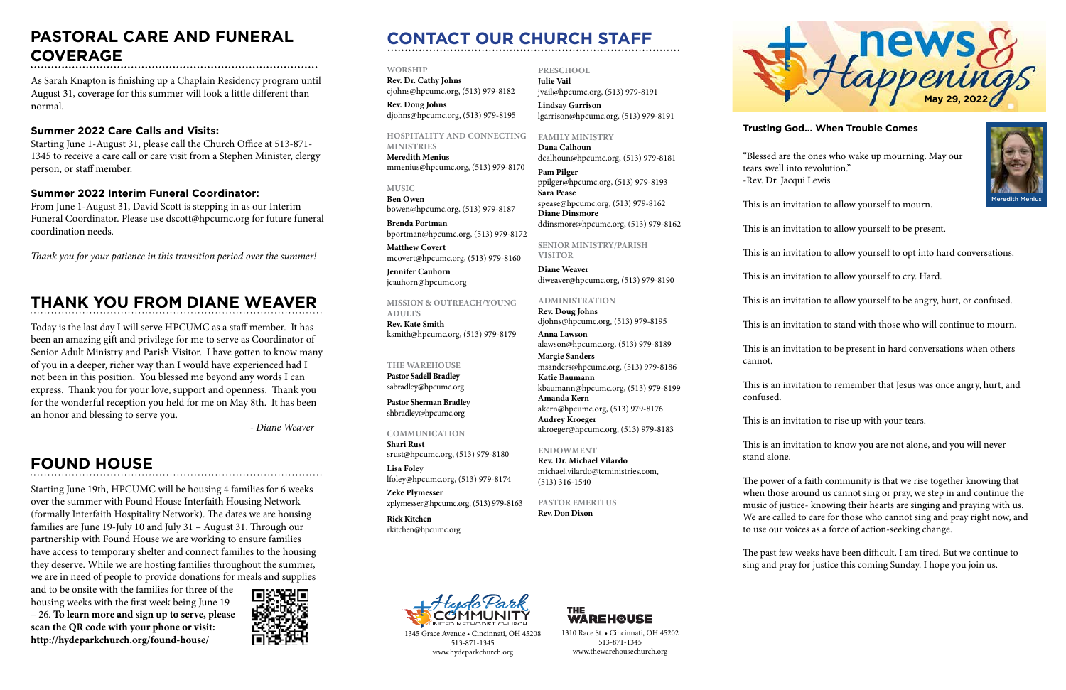## PASTORAL CARE AND FUNERAL COVERAGE

As Sarah Knapton is finishing up a Chaplain Residency program until August 31, coverage for this summer will look a little different than normal.

### Summer 2022 Care Calls and Visits:

Starting June 1-August 31, please call the Church Office at 513-871-1345 to receive a care call or care visit from a Stephen Minister, clergy person, or staff member.

### Summer 2022 Interim Funeral Coordinator:

From June 1-August 31, David Scott is stepping in as our Interim Funeral Coordinator. Please use dscott@hpcumc.org for future funeral coordination needs.

*Thank you for your patience in this transition period over the summer!*

## THANK YOU FROM DIANE WEAVER

Today is the last day I will serve HPCUMC as a staff member. It has been an amazing gift and privilege for me to serve as Coordinator of Senior Adult Ministry and Parish Visitor. I have gotten to know many of you in a deeper, richer way than I would have experienced had I not been in this position. You blessed me beyond any words I can express. Thank you for your love, support and openness. Thank you for the wonderful reception you held for me on May 8th. It has been an honor and blessing to serve you.

*- Diane Weaver*

## FOUND HOUSE

Starting June 19th, HPCUMC will be housing 4 families for 6 weeks over the summer with Found House Interfaith Housing Network (formally Interfaith Hospitality Network). The dates we are housing families are June 19-July 10 and July 31 – August 31. Through our partnership with Found House we are working to ensure families have access to temporary shelter and connect families to the housing they deserve. While we are hosting families throughout the summer, we are in need of people to provide donations for meals and supplies and to be onsite with the families for three of the housing weeks with the first week being June 19 – 26. **To learn more and sign up to serve, please scan the QR code with your phone or visit: http://hydeparkchurch.org/found-house/**

## CONTACT OUR CHURCH STAFF

**WORSHIP**
**Rev. Dr. Cathy Johns**
cjohns@hpcumc.org, (513) 979-8182
**Rev. Doug Johns**
djohns@hpcumc.org, (513) 979-8195

**HOSPITALITY AND CONNECTING MINISTRIES**
**Meredith Menius**
mmenius@hpcumc.org, (513) 979-8170

**MUSIC**
**Ben Owen**
bowen@hpcumc.org, (513) 979-8187
**Brenda Portman**
bportman@hpcumc.org, (513) 979-8172
**Matthew Covert**
mcovert@hpcumc.org, (513) 979-8160
**Jennifer Cauhorn**
jcauhorn@hpcumc.org

**MISSION & OUTREACH/YOUNG ADULTS**
**Rev. Kate Smith**
ksmith@hpcumc.org, (513) 979-8179

**THE WAREHOUSE**
**Pastor Sadell Bradley**
sabradley@hpcumc.org
**Pastor Sherman Bradley**
shbradley@hpcumc.org

**COMMUNICATION**
**Shari Rust**
srust@hpcumc.org, (513) 979-8180
**Lisa Foley**
lfoley@hpcumc.org, (513) 979-8174
**Zeke Plymesser**
zplymesser@hpcumc.org, (513) 979-8163
**Rick Kitchen**
rkitchen@hpcumc.org

**PRESCHOOL**
**Julie Vail**
jvail@hpcumc.org, (513) 979-8191
**Lindsay Garrison**
lgarrison@hpcumc.org, (513) 979-8191

**FAMILY MINISTRY**
**Dana Calhoun**
dcalhoun@hpcumc.org, (513) 979-8181
**Pam Pilger**
ppilger@hpcumc.org, (513) 979-8193
**Sara Pease**
spease@hpcumc.org, (513) 979-8162
**Diane Dinsmore**
ddinsmore@hpcumc.org, (513) 979-8162

**SENIOR MINISTRY/PARISH VISITOR**
**Diane Weaver**
diweaver@hpcumc.org, (513) 979-8190

**ADMINISTRATION**
**Rev. Doug Johns**
djohns@hpcumc.org, (513) 979-8195
**Anna Lawson**
alawson@hpcumc.org, (513) 979-8189
**Margie Sanders**
msanders@hpcumc.org, (513) 979-8186
**Katie Baumann**
kbaumann@hpcumc.org, (513) 979-8199
**Amanda Kern**
akern@hpcumc.org, (513) 979-8176
**Audrey Kroeger**
akroeger@hpcumc.org, (513) 979-8183

**ENDOWMENT**
**Rev. Dr. Michael Vilardo**
michael.vilardo@tcministries.com, (513) 316-1540

**PASTOR EMERITUS**
**Rev. Don Dixon**

Hyde Park Community United Methodist Church
1345 Grace Avenue • Cincinnati, OH 45208
513-871-1345
www.hydeparkchurch.org

The Warehouse
1310 Race St. • Cincinnati, OH 45202
513-871-1345
www.thewarehousechurch.org

# news & Happenings

May 29, 2022

### Trusting God... When Trouble Comes

Meredith Menius

"Blessed are the ones who wake up mourning. May our tears swell into revolution."
-Rev. Dr. Jacqui Lewis

This is an invitation to allow yourself to mourn.

This is an invitation to allow yourself to be present.

This is an invitation to allow yourself to opt into hard conversations.

This is an invitation to allow yourself to cry. Hard.

This is an invitation to allow yourself to be angry, hurt, or confused.

This is an invitation to stand with those who will continue to mourn.

This is an invitation to be present in hard conversations when others cannot.

This is an invitation to remember that Jesus was once angry, hurt, and confused.

This is an invitation to rise up with your tears.

This is an invitation to know you are not alone, and you will never stand alone.

The power of a faith community is that we rise together knowing that when those around us cannot sing or pray, we step in and continue the music of justice- knowing their hearts are singing and praying with us. We are called to care for those who cannot sing and pray right now, and to use our voices as a force of action-seeking change.

The past few weeks have been difficult. I am tired. But we continue to sing and pray for justice this coming Sunday. I hope you join us.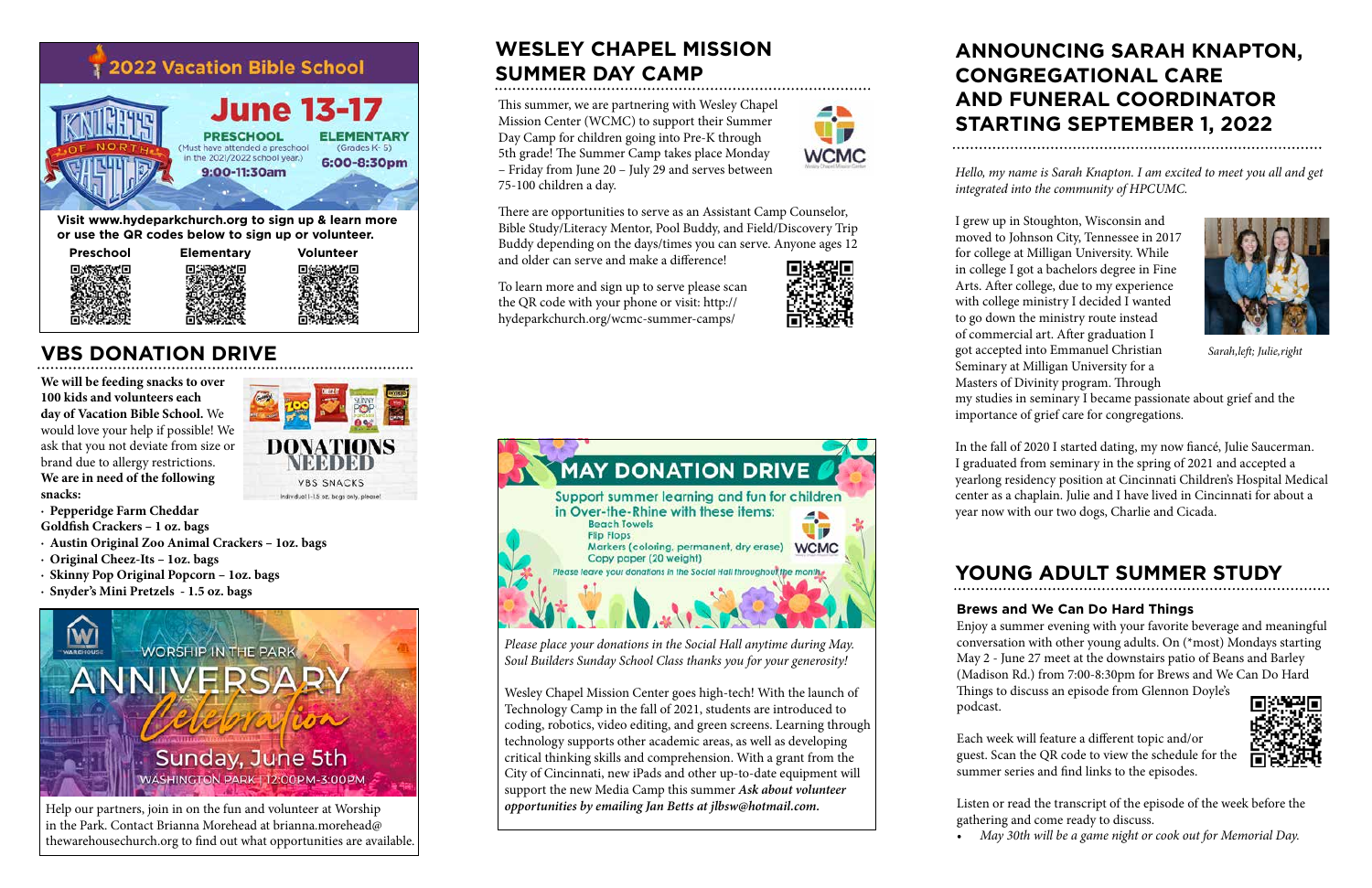## 2022 Vacation Bible School

**June 13-17**

**PRESCHOOL** (Must have attended a preschool in the 2021/2022 school year.) 9:00-11:30am

**ELEMENTARY** (Grades K- 5) 6:00-8:30pm

**Visit www.hydeparkchurch.org to sign up & learn more or use the QR codes below to sign up or volunteer.**

**Preschool** **Elementary** **Volunteer**

## VBS DONATION DRIVE

**We will be feeding snacks to over 100 kids and volunteers each day of Vacation Bible School.** We would love your help if possible! We ask that you not deviate from size or brand due to allergy restrictions. **We are in need of the following snacks:**

DONATIONS NEEDED
VBS SNACKS
Individual 1-1.5 oz. bags only, please!

- **Pepperidge Farm Cheddar Goldfish Crackers – 1 oz. bags**
- **Austin Original Zoo Animal Crackers – 1oz. bags**
- **Original Cheez-Its – 1oz. bags**
- **Skinny Pop Original Popcorn – 1oz. bags**
- **Snyder's Mini Pretzels - 1.5 oz. bags**

WAREHOUSE
WORSHIP IN THE PARK
ANNIVERSARY
Celebration
Sunday, June 5th
WASHINGTON PARK | 12:00PM-3:00PM

Help our partners, join in on the fun and volunteer at Worship in the Park. Contact Brianna Morehead at brianna.morehead@thewarehousechurch.org to find out what opportunities are available.

## WESLEY CHAPEL MISSION SUMMER DAY CAMP

This summer, we are partnering with Wesley Chapel Mission Center (WCMC) to support their Summer Day Camp for children going into Pre-K through 5th grade! The Summer Camp takes place Monday – Friday from June 20 – July 29 and serves between 75-100 children a day.

There are opportunities to serve as an Assistant Camp Counselor, Bible Study/Literacy Mentor, Pool Buddy, and Field/Discovery Trip Buddy depending on the days/times you can serve. Anyone ages 12 and older can serve and make a difference!

To learn more and sign up to serve please scan the QR code with your phone or visit: http://hydeparkchurch.org/wcmc-summer-camps/

## MAY DONATION DRIVE

Support summer learning and fun for children in Over-the-Rhine with these items:

Beach Towels
Flip Flops
Markers (coloring, permanent, dry erase)
Copy paper (20 weight)

Please leave your donations in the Social Hall throughout the month.

*Please place your donations in the Social Hall anytime during May. Soul Builders Sunday School Class thanks you for your generosity!*

Wesley Chapel Mission Center goes high-tech! With the launch of Technology Camp in the fall of 2021, students are introduced to coding, robotics, video editing, and green screens. Learning through technology supports other academic areas, as well as developing critical thinking skills and comprehension. With a grant from the City of Cincinnati, new iPads and other up-to-date equipment will support the new Media Camp this summer ***Ask about volunteer opportunities by emailing Jan Betts at jlbsw@hotmail.com.***

## ANNOUNCING SARAH KNAPTON, CONGREGATIONAL CARE AND FUNERAL COORDINATOR STARTING SEPTEMBER 1, 2022

*Hello, my name is Sarah Knapton. I am excited to meet you all and get integrated into the community of HPCUMC.*

I grew up in Stoughton, Wisconsin and moved to Johnson City, Tennessee in 2017 for college at Milligan University. While in college I got a bachelors degree in Fine Arts. After college, due to my experience with college ministry I decided I wanted to go down the ministry route instead of commercial art. After graduation I got accepted into Emmanuel Christian Seminary at Milligan University for a Masters of Divinity program. Through my studies in seminary I became passionate about grief and the importance of grief care for congregations.

*Sarah,left; Julie,right*

In the fall of 2020 I started dating, my now fiancé, Julie Saucerman. I graduated from seminary in the spring of 2021 and accepted a yearlong residency position at Cincinnati Children's Hospital Medical center as a chaplain. Julie and I have lived in Cincinnati for about a year now with our two dogs, Charlie and Cicada.

## YOUNG ADULT SUMMER STUDY

### Brews and We Can Do Hard Things

Enjoy a summer evening with your favorite beverage and meaningful conversation with other young adults. On (*most) Mondays starting May 2 - June 27 meet at the downstairs patio of Beans and Barley (Madison Rd.) from 7:00-8:30pm for Brews and We Can Do Hard Things to discuss an episode from Glennon Doyle's podcast.

Each week will feature a different topic and/or guest. Scan the QR code to view the schedule for the summer series and find links to the episodes.

Listen or read the transcript of the episode of the week before the gathering and come ready to discuss.

- *May 30th will be a game night or cook out for Memorial Day.*